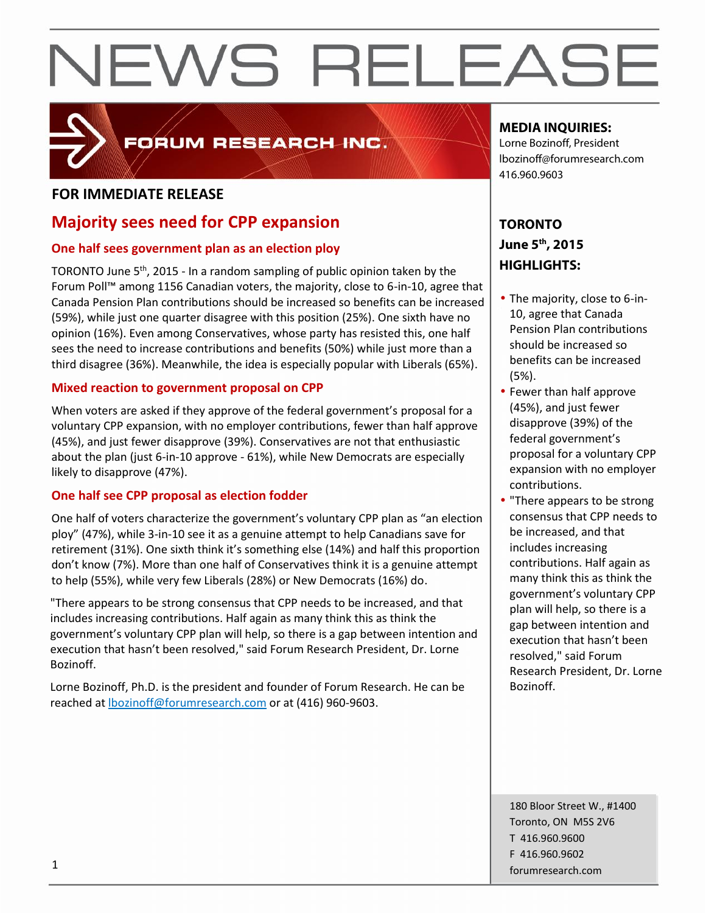# NEWS RELEASE

FORUM RESEARCH INC.

**FOR IMMEDIATE RELEASE**

## Majority sees need for CPP expansion

### One half sees government plan as an election ploy

TORONTO June 5th, 2015 - In a random sampling of public opinion taken by the Forum Poll™ among 1156 Canadian voters, the majority, close to 6-in-10, agree that Canada Pension Plan contributions should be increased so benefits can be increased (59%), while just one quarter disagree with this position (25%). One sixth have no opinion (16%). Even among Conservatives, whose party has resisted this, one half sees the need to increase contributions and benefits (50%) while just more than a third disagree (36%). Meanwhile, the idea is especially popular with Liberals (65%).

### Mixed reaction to government proposal on CPP

When voters are asked if they approve of the federal government's proposal for a voluntary CPP expansion, with no employer contributions, fewer than half approve (45%), and just fewer disapprove (39%). Conservatives are not that enthusiastic about the plan (just 6-in-10 approve - 61%), while New Democrats are especially likely to disapprove (47%).

### One half see CPP proposal as election fodder

One half of voters characterize the government's voluntary CPP plan as "an election ploy" (47%), while 3-in-10 see it as a genuine attempt to help Canadians save for retirement (31%). One sixth think it's something else (14%) and half this proportion don't know (7%). More than one half of Conservatives think it is a genuine attempt to help (55%), while very few Liberals (28%) or New Democrats (16%) do.

"There appears to be strong consensus that CPP needs to be increased, and that includes increasing contributions. Half again as many think this as think the government's voluntary CPP plan will help, so there is a gap between intention and execution that hasn't been resolved," said Forum Research President, Dr. Lorne Bozinoff.

Lorne Bozinoff, Ph.D. is the president and founder of Forum Research. He can be reached at lbozinoff@forumresearch.com or at (416) 960-9603.

**MEDIA INQUIRIES:**
Lorne Bozinoff, President
lbozinoff@forumresearch.com
416.960.9603

**TORONTO**
**June 5th, 2015**
**HIGHLIGHTS:**

- The majority, close to 6-in-10, agree that Canada Pension Plan contributions should be increased so benefits can be increased (5%).
- Fewer than half approve (45%), and just fewer disapprove (39%) of the federal government's proposal for a voluntary CPP expansion with no employer contributions.
- "There appears to be strong consensus that CPP needs to be increased, and that includes increasing contributions. Half again as many think this as think the government's voluntary CPP plan will help, so there is a gap between intention and execution that hasn't been resolved," said Forum Research President, Dr. Lorne Bozinoff.

180 Bloor Street W., #1400
Toronto, ON M5S 2V6
T 416.960.9600
F 416.960.9602
forumresearch.com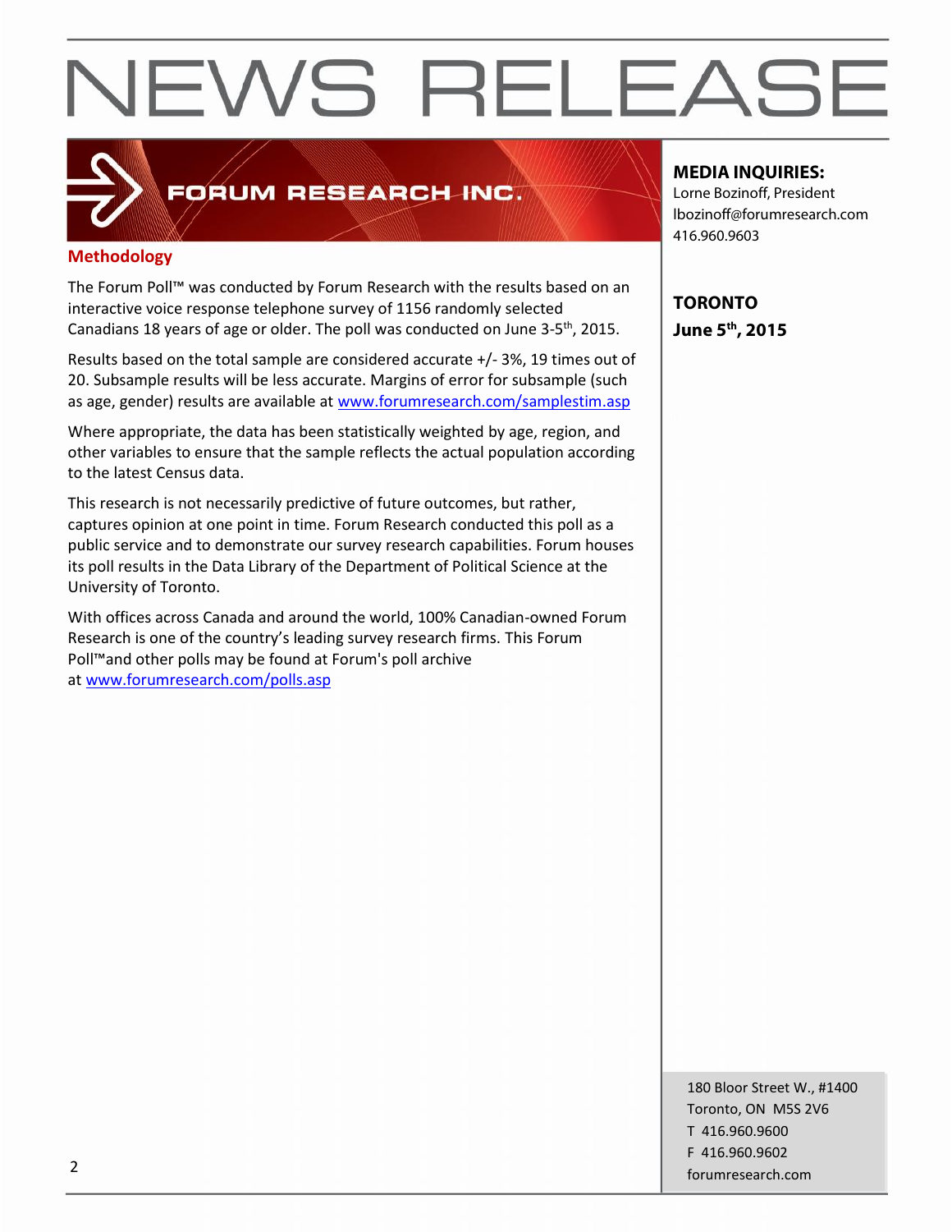## Methodology

The Forum Poll™ was conducted by Forum Research with the results based on an interactive voice response telephone survey of 1156 randomly selected Canadians 18 years of age or older. The poll was conducted on June 3-5th, 2015.

Results based on the total sample are considered accurate +/- 3%, 19 times out of 20. Subsample results will be less accurate. Margins of error for subsample (such as age, gender) results are available at www.forumresearch.com/samplestim.asp

Where appropriate, the data has been statistically weighted by age, region, and other variables to ensure that the sample reflects the actual population according to the latest Census data.

This research is not necessarily predictive of future outcomes, but rather, captures opinion at one point in time. Forum Research conducted this poll as a public service and to demonstrate our survey research capabilities. Forum houses its poll results in the Data Library of the Department of Political Science at the University of Toronto.

With offices across Canada and around the world, 100% Canadian-owned Forum Research is one of the country's leading survey research firms. This Forum Poll™and other polls may be found at Forum's poll archive at www.forumresearch.com/polls.asp

**MEDIA INQUIRIES:**
Lorne Bozinoff, President
lbozinoff@forumresearch.com
416.960.9603

**TORONTO**
**June 5th, 2015**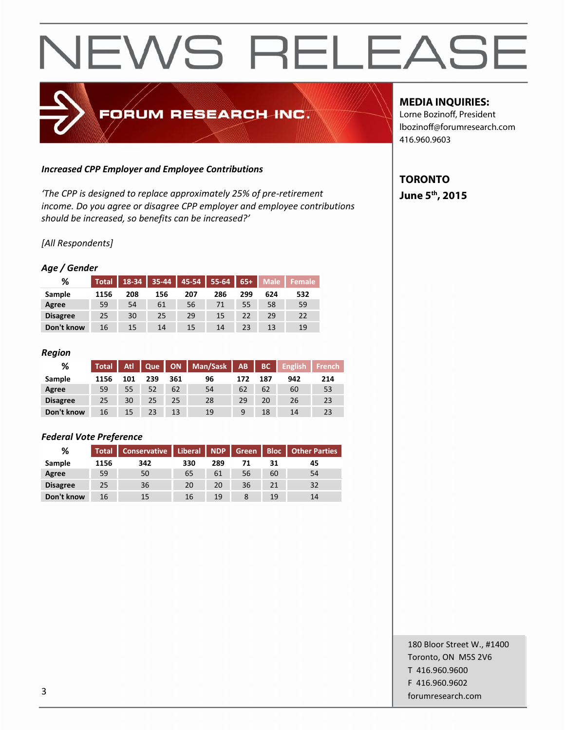# NEWS RELEASE

FORUM RESEARCH INC.

**MEDIA INQUIRIES:**
Lorne Bozinoff, President
lbozinoff@forumresearch.com
416.960.9603

**TORONTO**
**June 5th, 2015**

***Increased CPP Employer and Employee Contributions***

*'The CPP is designed to replace approximately 25% of pre-retirement income. Do you agree or disagree CPP employer and employee contributions should be increased, so benefits can be increased?'*

*[All Respondents]*

***Age / Gender***

| % | Total | 18-34 | 35-44 | 45-54 | 55-64 | 65+ | Male | Female |
|---|---|---|---|---|---|---|---|---|
| **Sample** | **1156** | **208** | **156** | **207** | **286** | **299** | **624** | **532** |
| **Agree** | 59 | 54 | 61 | 56 | 71 | 55 | 58 | 59 |
| **Disagree** | 25 | 30 | 25 | 29 | 15 | 22 | 29 | 22 |
| **Don't know** | 16 | 15 | 14 | 15 | 14 | 23 | 13 | 19 |

***Region***

| % | Total | Atl | Que | ON | Man/Sask | AB | BC | English | French |
|---|---|---|---|---|---|---|---|---|---|
| **Sample** | **1156** | **101** | **239** | **361** | **96** | **172** | **187** | **942** | **214** |
| **Agree** | 59 | 55 | 52 | 62 | 54 | 62 | 62 | 60 | 53 |
| **Disagree** | 25 | 30 | 25 | 25 | 28 | 29 | 20 | 26 | 23 |
| **Don't know** | 16 | 15 | 23 | 13 | 19 | 9 | 18 | 14 | 23 |

***Federal Vote Preference***

| % | Total | Conservative | Liberal | NDP | Green | Bloc | Other Parties |
|---|---|---|---|---|---|---|---|
| **Sample** | **1156** | **342** | **330** | **289** | **71** | **31** | **45** |
| **Agree** | 59 | 50 | 65 | 61 | 56 | 60 | 54 |
| **Disagree** | 25 | 36 | 20 | 20 | 36 | 21 | 32 |
| **Don't know** | 16 | 15 | 16 | 19 | 8 | 19 | 14 |

180 Bloor Street W., #1400
Toronto, ON M5S 2V6
T 416.960.9600
F 416.960.9602
forumresearch.com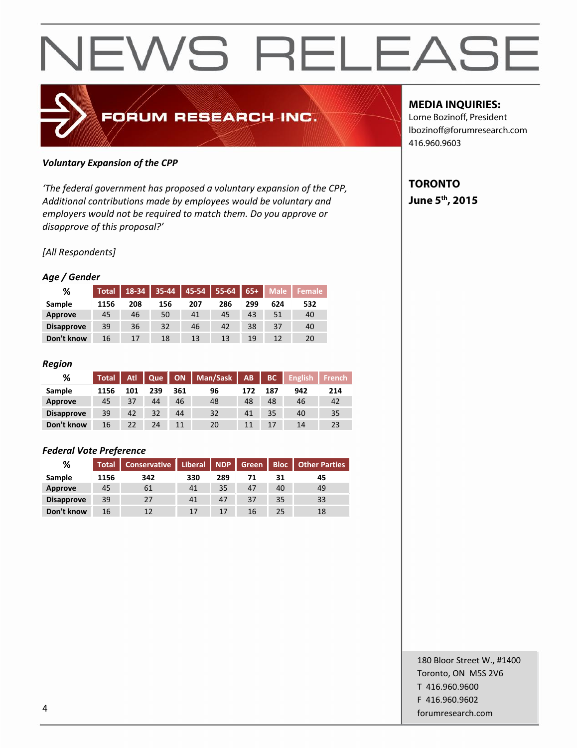# NEWS RELEASE

FORUM RESEARCH INC.

**MEDIA INQUIRIES:**
Lorne Bozinoff, President
lbozinoff@forumresearch.com
416.960.9603

**TORONTO**
**June 5th, 2015**

***Voluntary Expansion of the CPP***

*'The federal government has proposed a voluntary expansion of the CPP, Additional contributions made by employees would be voluntary and employers would not be required to match them. Do you approve or disapprove of this proposal?'*

*[All Respondents]*

***Age / Gender***

| % | Total | 18-34 | 35-44 | 45-54 | 55-64 | 65+ | Male | Female |
|---|---|---|---|---|---|---|---|---|
| Sample | 1156 | 208 | 156 | 207 | 286 | 299 | 624 | 532 |
| Approve | 45 | 46 | 50 | 41 | 45 | 43 | 51 | 40 |
| Disapprove | 39 | 36 | 32 | 46 | 42 | 38 | 37 | 40 |
| Don't know | 16 | 17 | 18 | 13 | 13 | 19 | 12 | 20 |

***Region***

| % | Total | Atl | Que | ON | Man/Sask | AB | BC | English | French |
|---|---|---|---|---|---|---|---|---|---|
| Sample | 1156 | 101 | 239 | 361 | 96 | 172 | 187 | 942 | 214 |
| Approve | 45 | 37 | 44 | 46 | 48 | 48 | 48 | 46 | 42 |
| Disapprove | 39 | 42 | 32 | 44 | 32 | 41 | 35 | 40 | 35 |
| Don't know | 16 | 22 | 24 | 11 | 20 | 11 | 17 | 14 | 23 |

***Federal Vote Preference***

| % | Total | Conservative | Liberal | NDP | Green | Bloc | Other Parties |
|---|---|---|---|---|---|---|---|
| Sample | 1156 | 342 | 330 | 289 | 71 | 31 | 45 |
| Approve | 45 | 61 | 41 | 35 | 47 | 40 | 49 |
| Disapprove | 39 | 27 | 41 | 47 | 37 | 35 | 33 |
| Don't know | 16 | 12 | 17 | 17 | 16 | 25 | 18 |

180 Bloor Street W., #1400
Toronto, ON M5S 2V6
T 416.960.9600
F 416.960.9602
forumresearch.com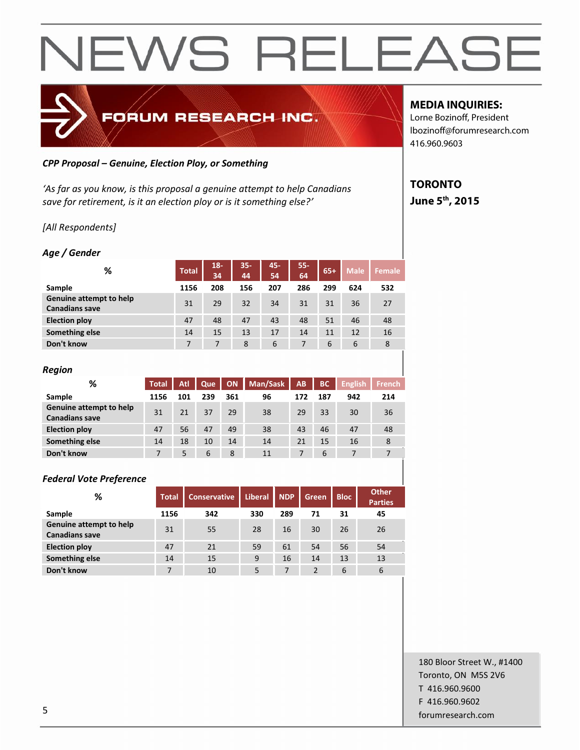# NEWS RELEASE

**FORUM RESEARCH INC.**

**MEDIA INQUIRIES:**
Lorne Bozinoff, President
lbozinoff@forumresearch.com
416.960.9603

**TORONTO**
**June 5th, 2015**

***CPP Proposal – Genuine, Election Ploy, or Something***

*'As far as you know, is this proposal a genuine attempt to help Canadians save for retirement, is it an election ploy or is it something else?'*

*[All Respondents]*

***Age / Gender***

| % | Total | 18-34 | 35-44 | 45-54 | 55-64 | 65+ | Male | Female |
|---|---|---|---|---|---|---|---|---|
| **Sample** | **1156** | **208** | **156** | **207** | **286** | **299** | **624** | **532** |
| **Genuine attempt to help Canadians save** | 31 | 29 | 32 | 34 | 31 | 31 | 36 | 27 |
| **Election ploy** | 47 | 48 | 47 | 43 | 48 | 51 | 46 | 48 |
| **Something else** | 14 | 15 | 13 | 17 | 14 | 11 | 12 | 16 |
| **Don't know** | 7 | 7 | 8 | 6 | 7 | 6 | 6 | 8 |

***Region***

| % | Total | Atl | Que | ON | Man/Sask | AB | BC | English | French |
|---|---|---|---|---|---|---|---|---|---|
| **Sample** | **1156** | **101** | **239** | **361** | **96** | **172** | **187** | **942** | **214** |
| **Genuine attempt to help Canadians save** | 31 | 21 | 37 | 29 | 38 | 29 | 33 | 30 | 36 |
| **Election ploy** | 47 | 56 | 47 | 49 | 38 | 43 | 46 | 47 | 48 |
| **Something else** | 14 | 18 | 10 | 14 | 14 | 21 | 15 | 16 | 8 |
| **Don't know** | 7 | 5 | 6 | 8 | 11 | 7 | 6 | 7 | 7 |

***Federal Vote Preference***

| % | Total | Conservative | Liberal | NDP | Green | Bloc | Other Parties |
|---|---|---|---|---|---|---|---|
| **Sample** | **1156** | **342** | **330** | **289** | **71** | **31** | **45** |
| **Genuine attempt to help Canadians save** | 31 | 55 | 28 | 16 | 30 | 26 | 26 |
| **Election ploy** | 47 | 21 | 59 | 61 | 54 | 56 | 54 |
| **Something else** | 14 | 15 | 9 | 16 | 14 | 13 | 13 |
| **Don't know** | 7 | 10 | 5 | 7 | 2 | 6 | 6 |

180 Bloor Street W., #1400
Toronto, ON M5S 2V6
T 416.960.9600
F 416.960.9602
forumresearch.com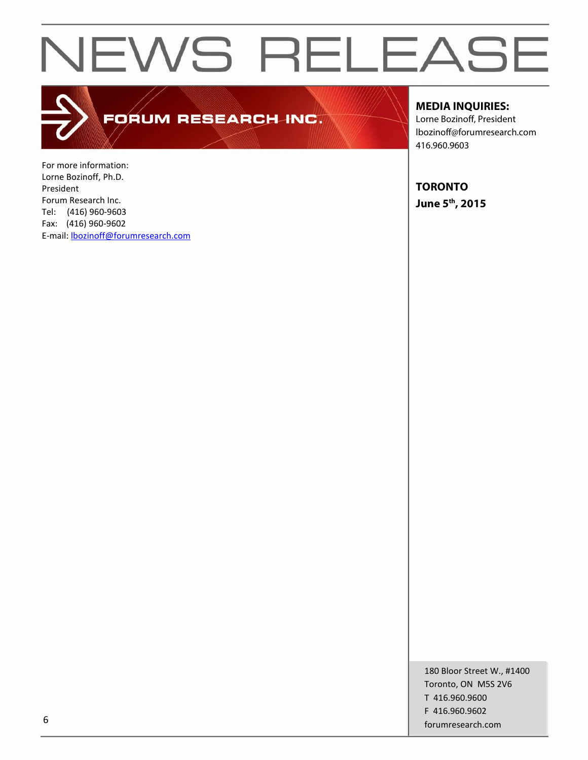# NEWS RELEASE

FORUM RESEARCH INC.

**MEDIA INQUIRIES:**
Lorne Bozinoff, President
lbozinoff@forumresearch.com
416.960.9603

**TORONTO**
**June 5th, 2015**

For more information:
Lorne Bozinoff, Ph.D.
President
Forum Research Inc.
Tel: (416) 960-9603
Fax: (416) 960-9602
E-mail: lbozinoff@forumresearch.com

180 Bloor Street W., #1400
Toronto, ON M5S 2V6
T 416.960.9600
F 416.960.9602
forumresearch.com